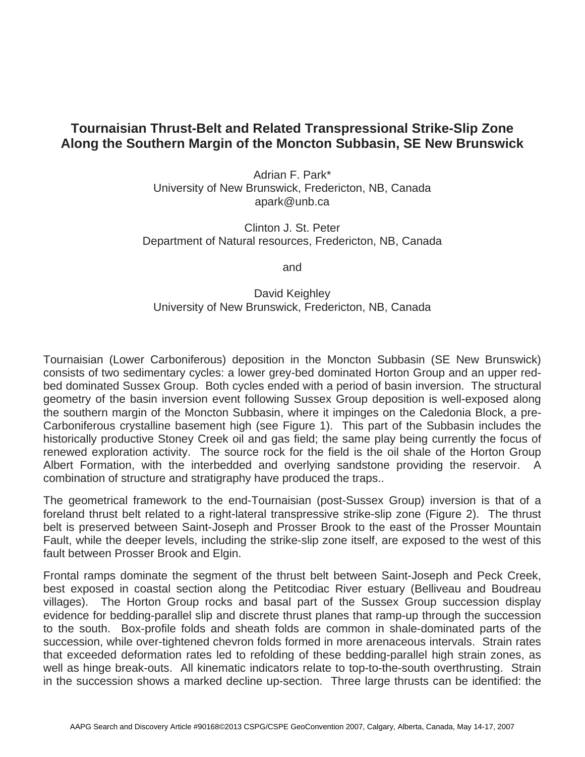# Tournaisian Thrust-Belt and Related Transpressional Strike-Slip Zone Along the Southern Margin of the Moncton Subbasin, SE New Brunswick

Adrian F. Park*
University of New Brunswick, Fredericton, NB, Canada
apark@unb.ca

Clinton J. St. Peter
Department of Natural resources, Fredericton, NB, Canada

and

David Keighley
University of New Brunswick, Fredericton, NB, Canada

Tournaisian (Lower Carboniferous) deposition in the Moncton Subbasin (SE New Brunswick) consists of two sedimentary cycles: a lower grey-bed dominated Horton Group and an upper red-bed dominated Sussex Group. Both cycles ended with a period of basin inversion. The structural geometry of the basin inversion event following Sussex Group deposition is well-exposed along the southern margin of the Moncton Subbasin, where it impinges on the Caledonia Block, a pre-Carboniferous crystalline basement high (see Figure 1). This part of the Subbasin includes the historically productive Stoney Creek oil and gas field; the same play being currently the focus of renewed exploration activity. The source rock for the field is the oil shale of the Horton Group Albert Formation, with the interbedded and overlying sandstone providing the reservoir. A combination of structure and stratigraphy have produced the traps..

The geometrical framework to the end-Tournaisian (post-Sussex Group) inversion is that of a foreland thrust belt related to a right-lateral transpressive strike-slip zone (Figure 2). The thrust belt is preserved between Saint-Joseph and Prosser Brook to the east of the Prosser Mountain Fault, while the deeper levels, including the strike-slip zone itself, are exposed to the west of this fault between Prosser Brook and Elgin.

Frontal ramps dominate the segment of the thrust belt between Saint-Joseph and Peck Creek, best exposed in coastal section along the Petitcodiac River estuary (Belliveau and Boudreau villages). The Horton Group rocks and basal part of the Sussex Group succession display evidence for bedding-parallel slip and discrete thrust planes that ramp-up through the succession to the south. Box-profile folds and sheath folds are common in shale-dominated parts of the succession, while over-tightened chevron folds formed in more arenaceous intervals. Strain rates that exceeded deformation rates led to refolding of these bedding-parallel high strain zones, as well as hinge break-outs. All kinematic indicators relate to top-to-the-south overthrusting. Strain in the succession shows a marked decline up-section. Three large thrusts can be identified: the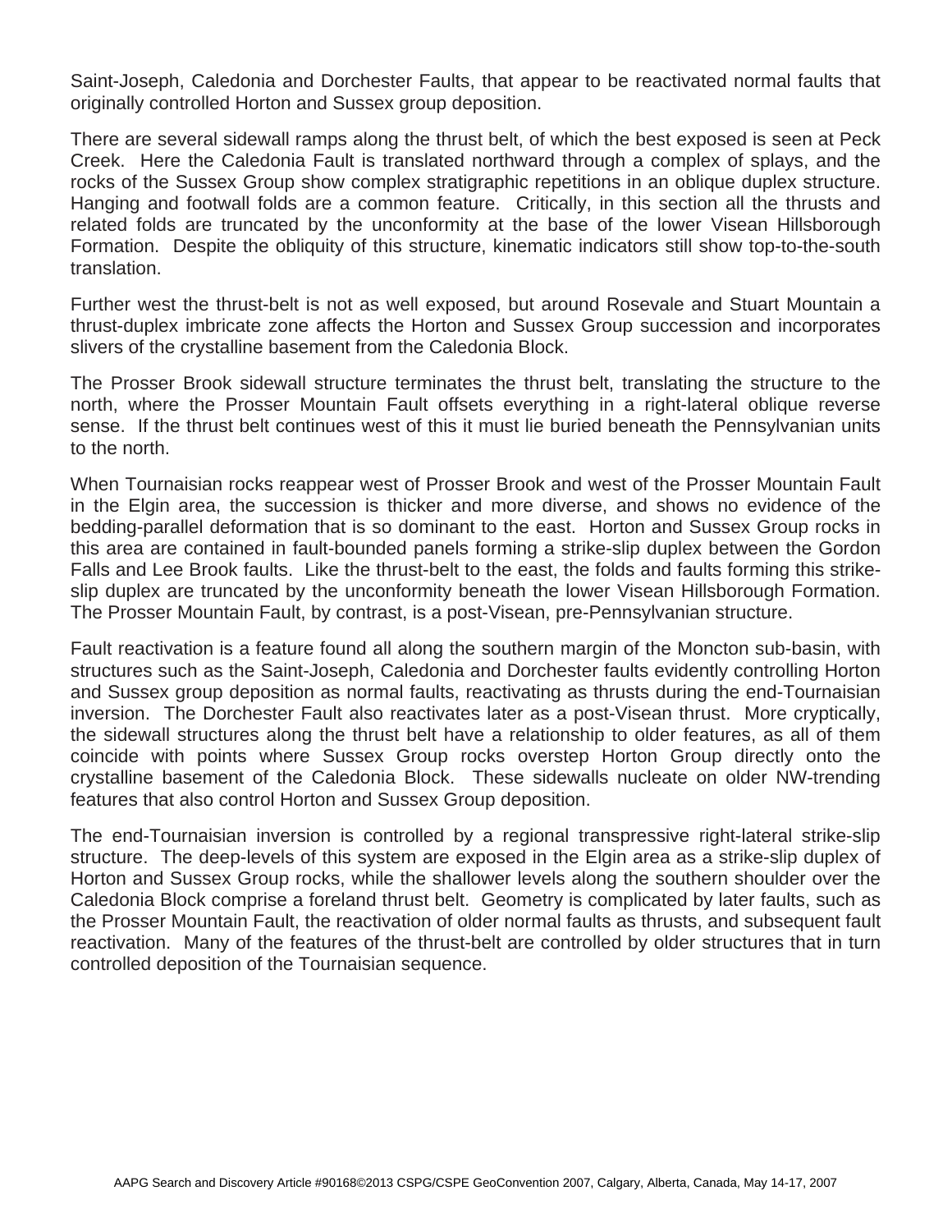Saint-Joseph, Caledonia and Dorchester Faults, that appear to be reactivated normal faults that originally controlled Horton and Sussex group deposition.

There are several sidewall ramps along the thrust belt, of which the best exposed is seen at Peck Creek. Here the Caledonia Fault is translated northward through a complex of splays, and the rocks of the Sussex Group show complex stratigraphic repetitions in an oblique duplex structure. Hanging and footwall folds are a common feature. Critically, in this section all the thrusts and related folds are truncated by the unconformity at the base of the lower Visean Hillsborough Formation. Despite the obliquity of this structure, kinematic indicators still show top-to-the-south translation.

Further west the thrust-belt is not as well exposed, but around Rosevale and Stuart Mountain a thrust-duplex imbricate zone affects the Horton and Sussex Group succession and incorporates slivers of the crystalline basement from the Caledonia Block.

The Prosser Brook sidewall structure terminates the thrust belt, translating the structure to the north, where the Prosser Mountain Fault offsets everything in a right-lateral oblique reverse sense. If the thrust belt continues west of this it must lie buried beneath the Pennsylvanian units to the north.

When Tournaisian rocks reappear west of Prosser Brook and west of the Prosser Mountain Fault in the Elgin area, the succession is thicker and more diverse, and shows no evidence of the bedding-parallel deformation that is so dominant to the east. Horton and Sussex Group rocks in this area are contained in fault-bounded panels forming a strike-slip duplex between the Gordon Falls and Lee Brook faults. Like the thrust-belt to the east, the folds and faults forming this strike-slip duplex are truncated by the unconformity beneath the lower Visean Hillsborough Formation. The Prosser Mountain Fault, by contrast, is a post-Visean, pre-Pennsylvanian structure.

Fault reactivation is a feature found all along the southern margin of the Moncton sub-basin, with structures such as the Saint-Joseph, Caledonia and Dorchester faults evidently controlling Horton and Sussex group deposition as normal faults, reactivating as thrusts during the end-Tournaisian inversion. The Dorchester Fault also reactivates later as a post-Visean thrust. More cryptically, the sidewall structures along the thrust belt have a relationship to older features, as all of them coincide with points where Sussex Group rocks overstep Horton Group directly onto the crystalline basement of the Caledonia Block. These sidewalls nucleate on older NW-trending features that also control Horton and Sussex Group deposition.

The end-Tournaisian inversion is controlled by a regional transpressive right-lateral strike-slip structure. The deep-levels of this system are exposed in the Elgin area as a strike-slip duplex of Horton and Sussex Group rocks, while the shallower levels along the southern shoulder over the Caledonia Block comprise a foreland thrust belt. Geometry is complicated by later faults, such as the Prosser Mountain Fault, the reactivation of older normal faults as thrusts, and subsequent fault reactivation. Many of the features of the thrust-belt are controlled by older structures that in turn controlled deposition of the Tournaisian sequence.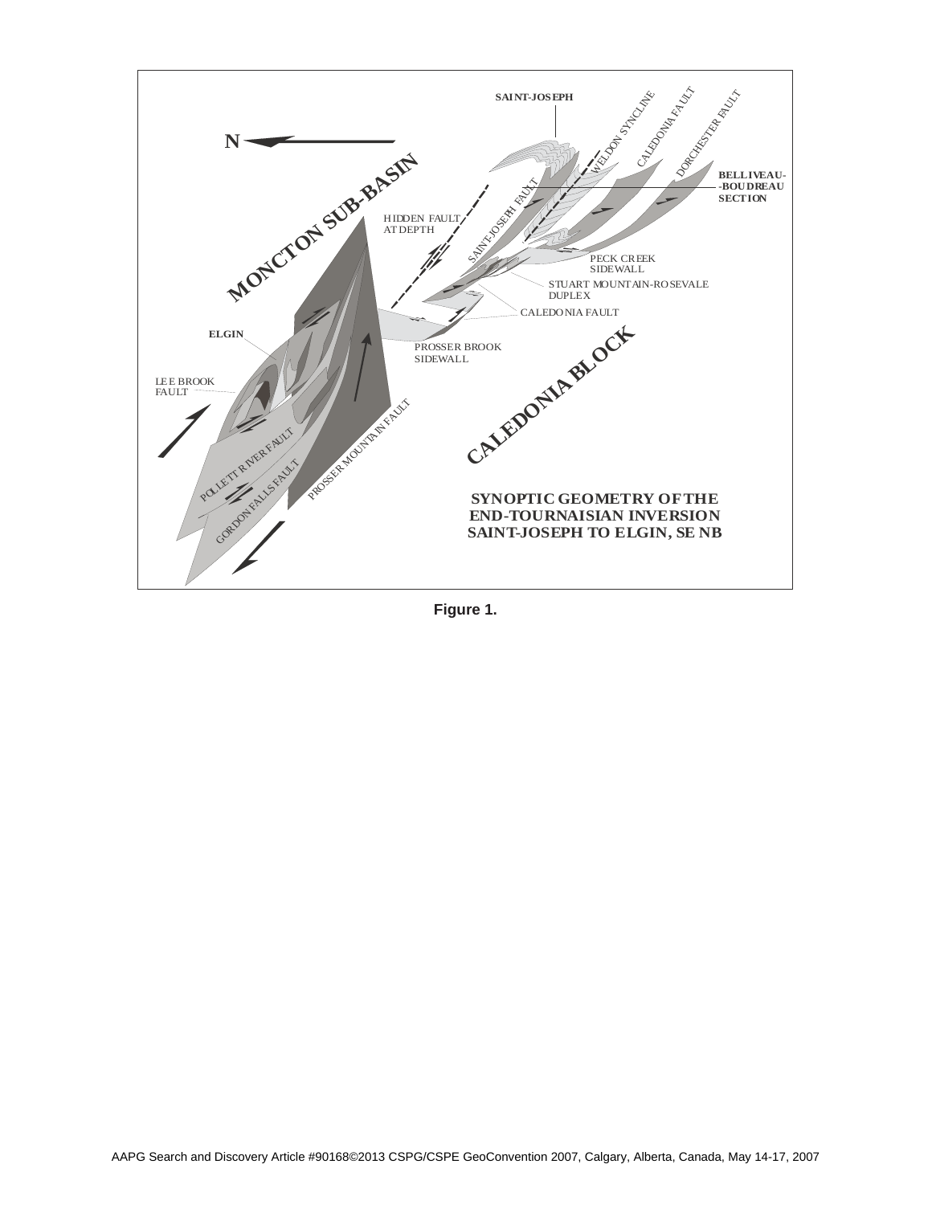N

MONCTON SUB-BASIN

SAINT-JOSEPH

WELDON SYNCLINE

CALEDONIA FAULT

DORCHESTER FAULT

BELLIVEAU-
-BOUDREAU
SECTION

HIDDEN FAULT
AT DEPTH

SAINT-JOSEPH FAULT

PECK CREEK
SIDEWALL

STUART MOUNTAIN-ROSEVALE
DUPLEX

CALEDONIA FAULT

ELGIN

PROSSER BROOK
SIDEWALL

LEE BROOK
FAULT

CALEDONIA BLOCK

POLLETT RIVER FAULT

GORDON FALLS FAULT

PROSSER MOUNTAIN FAULT

SYNOPTIC GEOMETRY OF THE
END-TOURNAISIAN INVERSION
SAINT-JOSEPH TO ELGIN, SE NB

**Figure 1.**